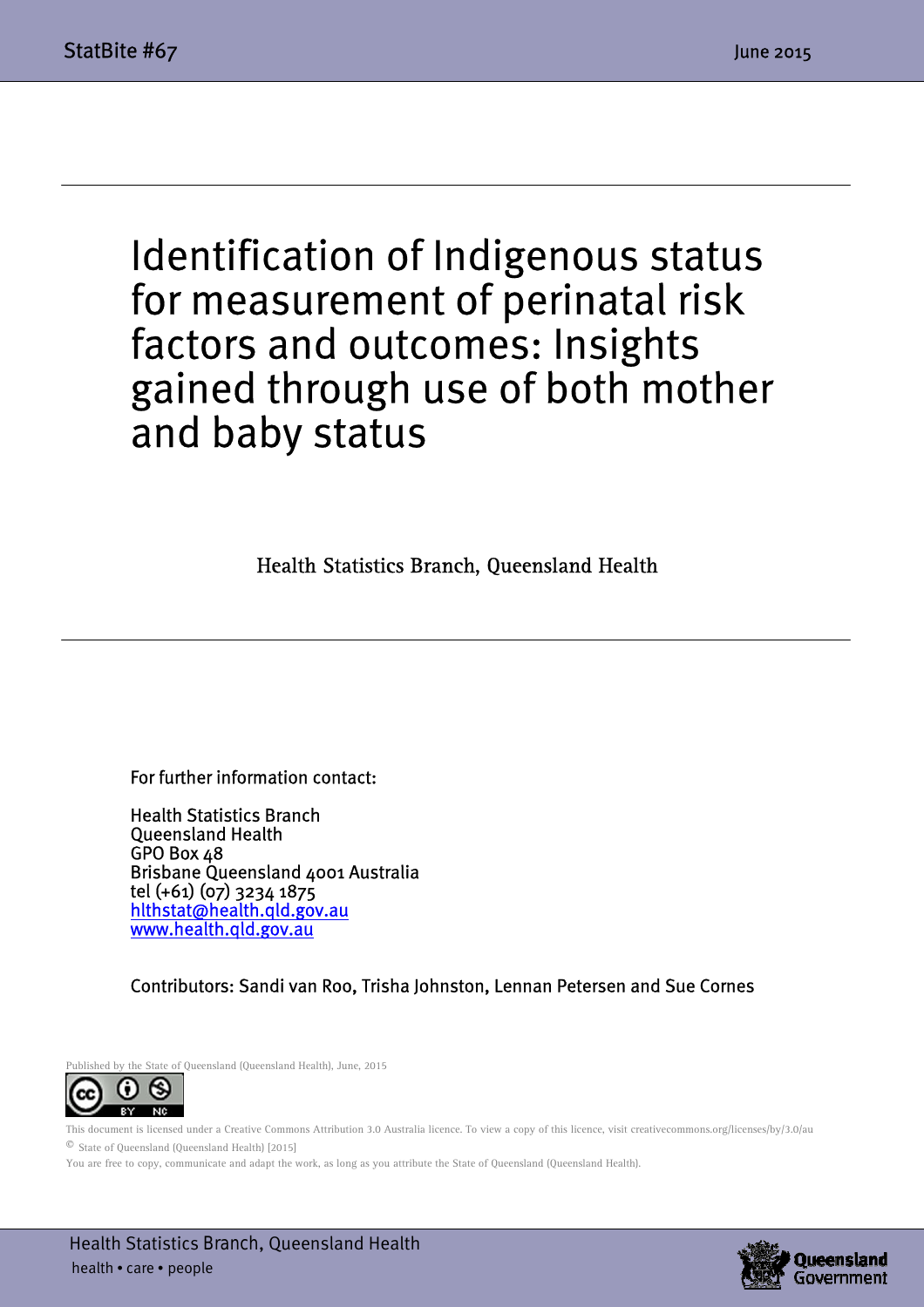# Identification of Indigenous status for measurement of perinatal risk factors and outcomes: Insights gained through use of both mother and baby status

Health Statistics Branch, Queensland Health

For further information contact:

Health Statistics Branch
Queensland Health
GPO Box 48
Brisbane Queensland 4001 Australia
tel (+61) (07) 3234 1875
hlthstat@health.qld.gov.au
www.health.qld.gov.au

Contributors: Sandi van Roo, Trisha Johnston, Lennan Petersen and Sue Cornes

Published by the State of Queensland (Queensland Health), June, 2015

This document is licensed under a Creative Commons Attribution 3.0 Australia licence. To view a copy of this licence, visit creativecommons.org/licenses/by/3.0/au

© State of Queensland (Queensland Health) [2015]

You are free to copy, communicate and adapt the work, as long as you attribute the State of Queensland (Queensland Health).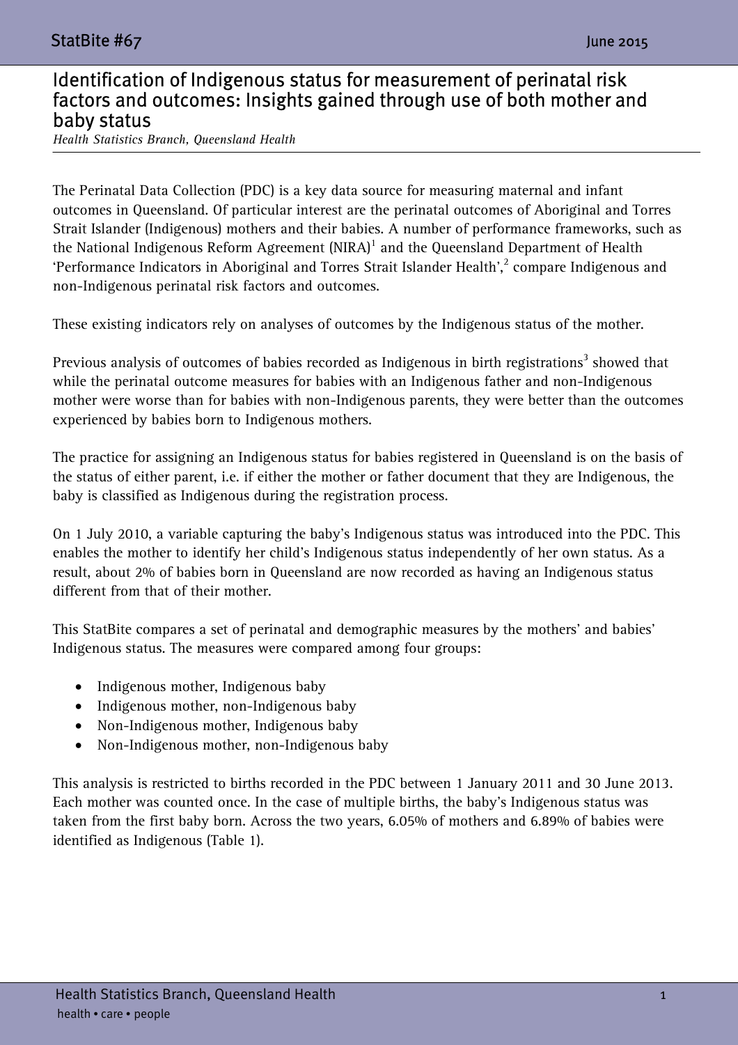# Identification of Indigenous status for measurement of perinatal risk factors and outcomes: Insights gained through use of both mother and baby status

*Health Statistics Branch, Queensland Health*

The Perinatal Data Collection (PDC) is a key data source for measuring maternal and infant outcomes in Queensland. Of particular interest are the perinatal outcomes of Aboriginal and Torres Strait Islander (Indigenous) mothers and their babies. A number of performance frameworks, such as the National Indigenous Reform Agreement (NIRA)[1] and the Queensland Department of Health 'Performance Indicators in Aboriginal and Torres Strait Islander Health',[2] compare Indigenous and non-Indigenous perinatal risk factors and outcomes.

These existing indicators rely on analyses of outcomes by the Indigenous status of the mother.

Previous analysis of outcomes of babies recorded as Indigenous in birth registrations[3] showed that while the perinatal outcome measures for babies with an Indigenous father and non-Indigenous mother were worse than for babies with non-Indigenous parents, they were better than the outcomes experienced by babies born to Indigenous mothers.

The practice for assigning an Indigenous status for babies registered in Queensland is on the basis of the status of either parent, i.e. if either the mother or father document that they are Indigenous, the baby is classified as Indigenous during the registration process.

On 1 July 2010, a variable capturing the baby's Indigenous status was introduced into the PDC. This enables the mother to identify her child's Indigenous status independently of her own status. As a result, about 2% of babies born in Queensland are now recorded as having an Indigenous status different from that of their mother.

This StatBite compares a set of perinatal and demographic measures by the mothers' and babies' Indigenous status. The measures were compared among four groups:

- Indigenous mother, Indigenous baby
- Indigenous mother, non-Indigenous baby
- Non-Indigenous mother, Indigenous baby
- Non-Indigenous mother, non-Indigenous baby

This analysis is restricted to births recorded in the PDC between 1 January 2011 and 30 June 2013. Each mother was counted once. In the case of multiple births, the baby's Indigenous status was taken from the first baby born. Across the two years, 6.05% of mothers and 6.89% of babies were identified as Indigenous (Table 1).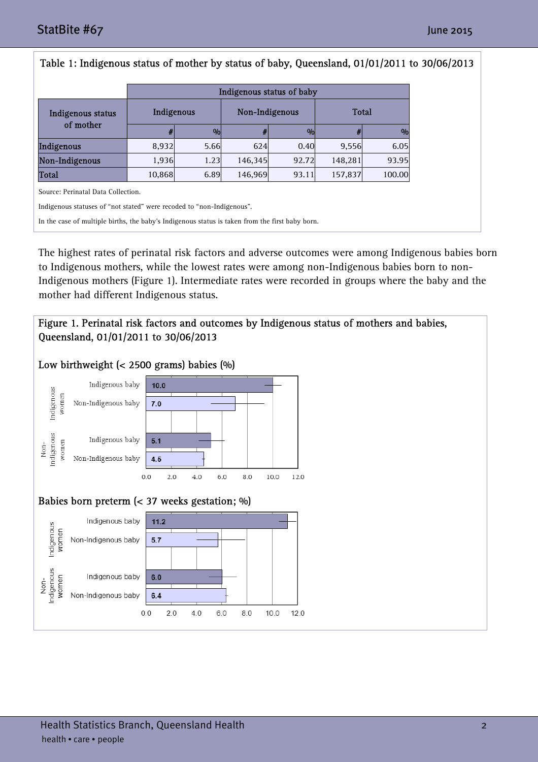**Table 1: Indigenous status of mother by status of baby, Queensland, 01/01/2011 to 30/06/2013**

| Indigenous status of mother | Indigenous status of baby | | | | | |
|---|---|---|---|---|---|---|
| | Indigenous | | Non-Indigenous | | Total | |
| | # | % | # | % | # | % |
| Indigenous | 8,932 | 5.66 | 624 | 0.40 | 9,556 | 6.05 |
| Non-Indigenous | 1,936 | 1.23 | 146,345 | 92.72 | 148,281 | 93.95 |
| Total | 10,868 | 6.89 | 146,969 | 93.11 | 157,837 | 100.00 |

Source: Perinatal Data Collection.

Indigenous statuses of "not stated" were recoded to "non-Indigenous".

In the case of multiple births, the baby's Indigenous status is taken from the first baby born.

The highest rates of perinatal risk factors and adverse outcomes were among Indigenous babies born to Indigenous mothers, while the lowest rates were among non-Indigenous babies born to non-Indigenous mothers (Figure 1). Intermediate rates were recorded in groups where the baby and the mother had different Indigenous status.

**Figure 1. Perinatal risk factors and outcomes by Indigenous status of mothers and babies, Queensland, 01/01/2011 to 30/06/2013**

**Low birthweight (< 2500 grams) babies (%)**

| Mother | Baby | % |
|---|---|---|
| Indigenous women | Indigenous baby | 10.0 |
| Indigenous women | Non-Indigenous baby | 7.0 |
| Non-Indigenous women | Indigenous baby | 5.1 |
| Non-Indigenous women | Non-Indigenous baby | 4.5 |

**Babies born preterm (< 37 weeks gestation; %)**

| Mother | Baby | % |
|---|---|---|
| Indigenous women | Indigenous baby | 11.2 |
| Indigenous women | Non-Indigenous baby | 5.7 |
| Non-Indigenous women | Indigenous baby | 6.0 |
| Non-Indigenous women | Non-Indigenous baby | 6.4 |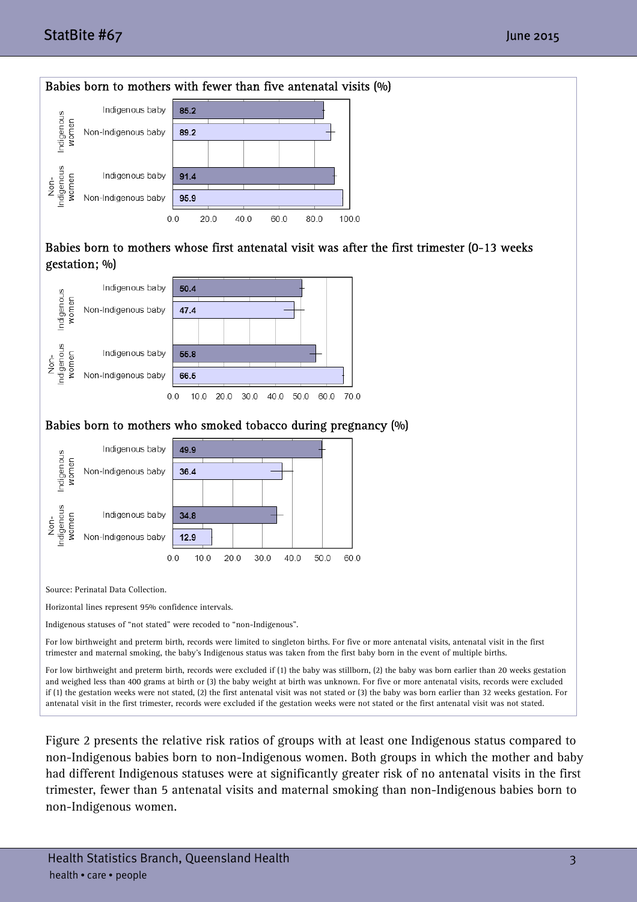### Babies born to mothers with fewer than five antenatal visits (%)

| Mother | Baby | % |
|---|---|---|
| Indigenous women | Indigenous baby | 85.2 |
| Indigenous women | Non-Indigenous baby | 89.2 |
| Non-Indigenous women | Indigenous baby | 91.4 |
| Non-Indigenous women | Non-Indigenous baby | 95.9 |

### Babies born to mothers whose first antenatal visit was after the first trimester (0-13 weeks gestation; %)

| Mother | Baby | % |
|---|---|---|
| Indigenous women | Indigenous baby | 50.4 |
| Indigenous women | Non-Indigenous baby | 47.4 |
| Non-Indigenous women | Indigenous baby | 55.8 |
| Non-Indigenous women | Non-Indigenous baby | 66.5 |

### Babies born to mothers who smoked tobacco during pregnancy (%)

| Mother | Baby | % |
|---|---|---|
| Indigenous women | Indigenous baby | 49.9 |
| Indigenous women | Non-Indigenous baby | 36.4 |
| Non-Indigenous women | Indigenous baby | 34.8 |
| Non-Indigenous women | Non-Indigenous baby | 12.9 |

Source: Perinatal Data Collection.

Horizontal lines represent 95% confidence intervals.

Indigenous statuses of "not stated" were recoded to "non-Indigenous".

For low birthweight and preterm birth, records were limited to singleton births. For five or more antenatal visits, antenatal visit in the first trimester and maternal smoking, the baby's Indigenous status was taken from the first baby born in the event of multiple births.

For low birthweight and preterm birth, records were excluded if (1) the baby was stillborn, (2) the baby was born earlier than 20 weeks gestation and weighed less than 400 grams at birth or (3) the baby weight at birth was unknown. For five or more antenatal visits, records were excluded if (1) the gestation weeks were not stated, (2) the first antenatal visit was not stated or (3) the baby was born earlier than 32 weeks gestation. For antenatal visit in the first trimester, records were excluded if the gestation weeks were not stated or the first antenatal visit was not stated.

Figure 2 presents the relative risk ratios of groups with at least one Indigenous status compared to non-Indigenous babies born to non-Indigenous women. Both groups in which the mother and baby had different Indigenous statuses were at significantly greater risk of no antenatal visits in the first trimester, fewer than 5 antenatal visits and maternal smoking than non-Indigenous babies born to non-Indigenous women.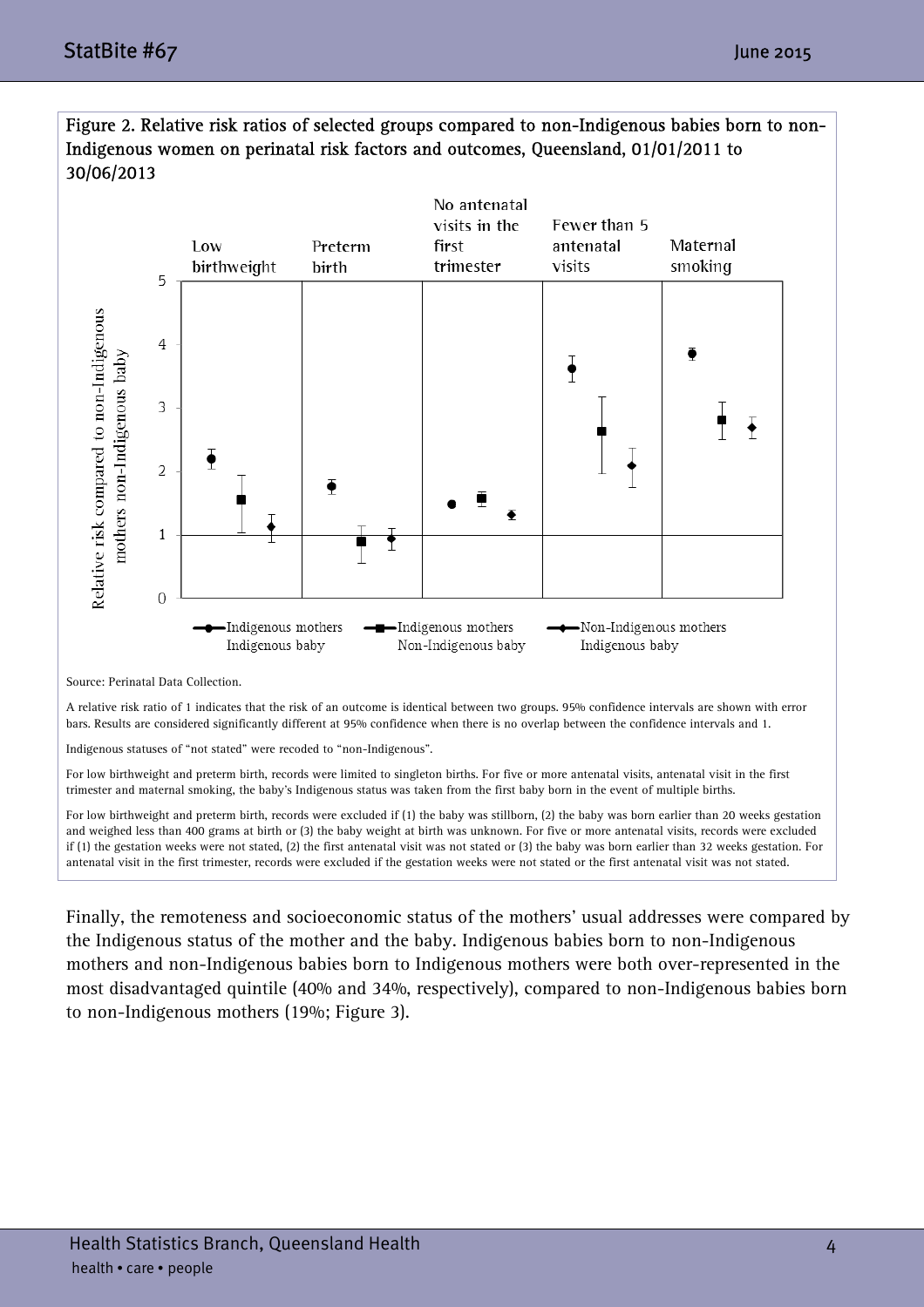Figure 2. Relative risk ratios of selected groups compared to non-Indigenous babies born to non-Indigenous women on perinatal risk factors and outcomes, Queensland, 01/01/2011 to 30/06/2013

Source: Perinatal Data Collection.

A relative risk ratio of 1 indicates that the risk of an outcome is identical between two groups. 95% confidence intervals are shown with error bars. Results are considered significantly different at 95% confidence when there is no overlap between the confidence intervals and 1.

Indigenous statuses of "not stated" were recoded to "non-Indigenous".

For low birthweight and preterm birth, records were limited to singleton births. For five or more antenatal visits, antenatal visit in the first trimester and maternal smoking, the baby's Indigenous status was taken from the first baby born in the event of multiple births.

For low birthweight and preterm birth, records were excluded if (1) the baby was stillborn, (2) the baby was born earlier than 20 weeks gestation and weighed less than 400 grams at birth or (3) the baby weight at birth was unknown. For five or more antenatal visits, records were excluded if (1) the gestation weeks were not stated, (2) the first antenatal visit was not stated or (3) the baby was born earlier than 32 weeks gestation. For antenatal visit in the first trimester, records were excluded if the gestation weeks were not stated or the first antenatal visit was not stated.

Finally, the remoteness and socioeconomic status of the mothers' usual addresses were compared by the Indigenous status of the mother and the baby. Indigenous babies born to non-Indigenous mothers and non-Indigenous babies born to Indigenous mothers were both over-represented in the most disadvantaged quintile (40% and 34%, respectively), compared to non-Indigenous babies born to non-Indigenous mothers (19%; Figure 3).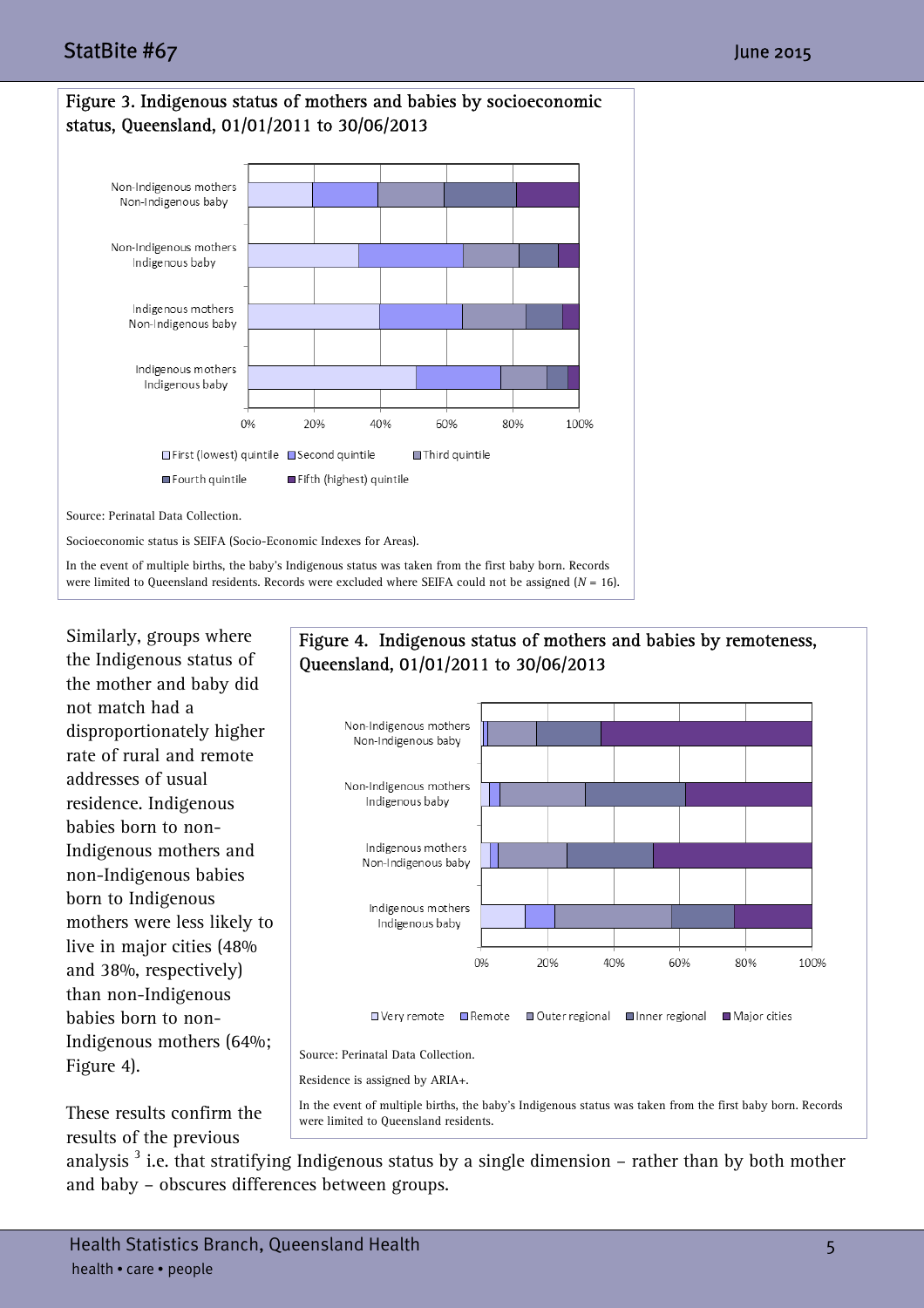Figure 3. Indigenous status of mothers and babies by socioeconomic status, Queensland, 01/01/2011 to 30/06/2013

Source: Perinatal Data Collection.

Socioeconomic status is SEIFA (Socio-Economic Indexes for Areas).

In the event of multiple births, the baby's Indigenous status was taken from the first baby born. Records were limited to Queensland residents. Records were excluded where SEIFA could not be assigned (*N* = 16).

Similarly, groups where the Indigenous status of the mother and baby did not match had a disproportionately higher rate of rural and remote addresses of usual residence. Indigenous babies born to non-Indigenous mothers and non-Indigenous babies born to Indigenous mothers were less likely to live in major cities (48% and 38%, respectively) than non-Indigenous babies born to non-Indigenous mothers (64%; Figure 4).

Figure 4. Indigenous status of mothers and babies by remoteness, Queensland, 01/01/2011 to 30/06/2013

Source: Perinatal Data Collection.

Residence is assigned by ARIA+.

In the event of multiple births, the baby's Indigenous status was taken from the first baby born. Records were limited to Queensland residents.

These results confirm the results of the previous analysis [3] i.e. that stratifying Indigenous status by a single dimension – rather than by both mother and baby – obscures differences between groups.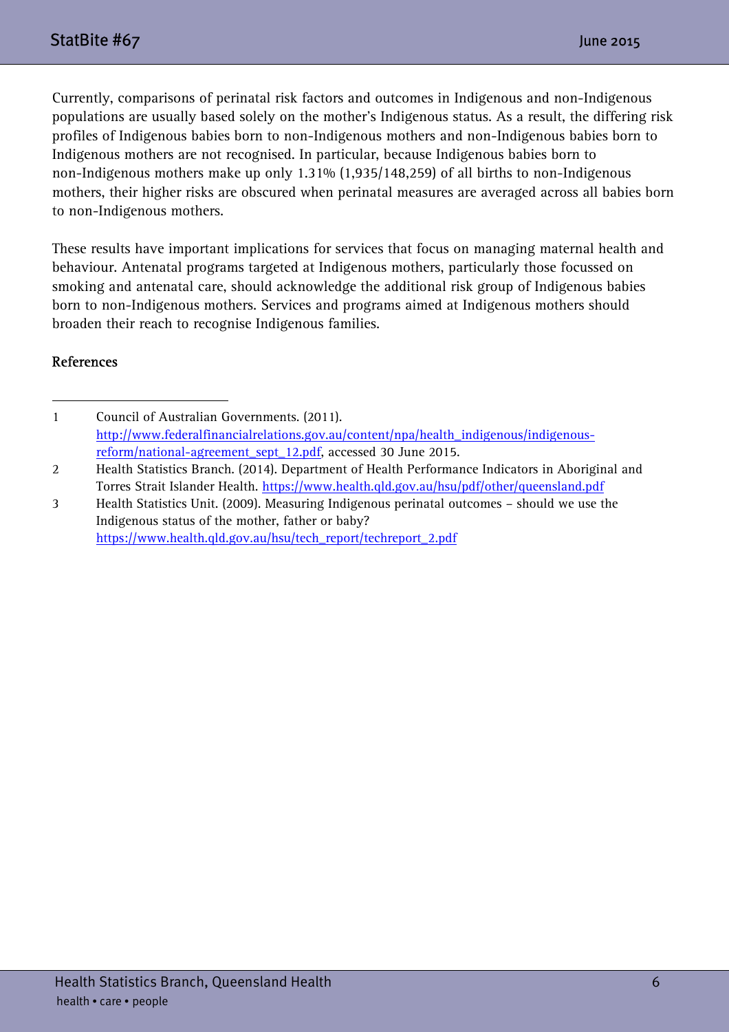Currently, comparisons of perinatal risk factors and outcomes in Indigenous and non-Indigenous populations are usually based solely on the mother's Indigenous status. As a result, the differing risk profiles of Indigenous babies born to non-Indigenous mothers and non-Indigenous babies born to Indigenous mothers are not recognised. In particular, because Indigenous babies born to non-Indigenous mothers make up only 1.31% (1,935/148,259) of all births to non-Indigenous mothers, their higher risks are obscured when perinatal measures are averaged across all babies born to non-Indigenous mothers.

These results have important implications for services that focus on managing maternal health and behaviour. Antenatal programs targeted at Indigenous mothers, particularly those focussed on smoking and antenatal care, should acknowledge the additional risk group of Indigenous babies born to non-Indigenous mothers. Services and programs aimed at Indigenous mothers should broaden their reach to recognise Indigenous families.

### References

---

1. Council of Australian Governments. (2011). http://www.federalfinancialrelations.gov.au/content/npa/health_indigenous/indigenous-reform/national-agreement_sept_12.pdf, accessed 30 June 2015.
2. Health Statistics Branch. (2014). Department of Health Performance Indicators in Aboriginal and Torres Strait Islander Health. https://www.health.qld.gov.au/hsu/pdf/other/queensland.pdf
3. Health Statistics Unit. (2009). Measuring Indigenous perinatal outcomes – should we use the Indigenous status of the mother, father or baby? https://www.health.qld.gov.au/hsu/tech_report/techreport_2.pdf